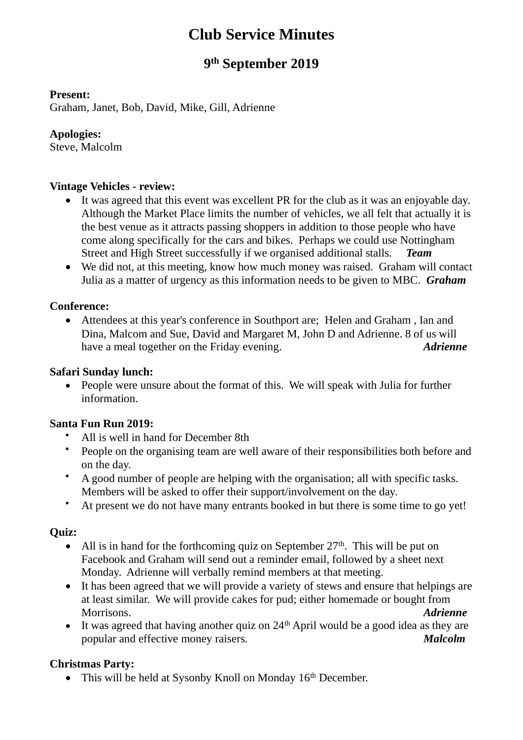# Club Service Minutes

## 9th September 2019

**Present:**
Graham, Janet, Bob, David, Mike, Gill, Adrienne

**Apologies:**
Steve, Malcolm

**Vintage Vehicles - review:**

- It was agreed that this event was excellent PR for the club as it was an enjoyable day. Although the Market Place limits the number of vehicles, we all felt that actually it is the best venue as it attracts passing shoppers in addition to those people who have come along specifically for the cars and bikes. Perhaps we could use Nottingham Street and High Street successfully if we organised additional stalls. ***Team***
- We did not, at this meeting, know how much money was raised. Graham will contact Julia as a matter of urgency as this information needs to be given to MBC. ***Graham***

**Conference:**

- Attendees at this year's conference in Southport are; Helen and Graham , Ian and Dina, Malcom and Sue, David and Margaret M, John D and Adrienne. 8 of us will have a meal together on the Friday evening. ***Adrienne***

**Safari Sunday lunch:**

- People were unsure about the format of this. We will speak with Julia for further information.

**Santa Fun Run 2019:**

- All is well in hand for December 8th
- People on the organising team are well aware of their responsibilities both before and on the day.
- A good number of people are helping with the organisation; all with specific tasks. Members will be asked to offer their support/involvement on the day.
- At present we do not have many entrants booked in but there is some time to go yet!

**Quiz:**

- All is in hand for the forthcoming quiz on September 27th. This will be put on Facebook and Graham will send out a reminder email, followed by a sheet next Monday. Adrienne will verbally remind members at that meeting.
- It has been agreed that we will provide a variety of stews and ensure that helpings are at least similar. We will provide cakes for pud; either homemade or bought from Morrisons. ***Adrienne***
- It was agreed that having another quiz on 24th April would be a good idea as they are popular and effective money raisers. ***Malcolm***

**Christmas Party:**

- This will be held at Sysonby Knoll on Monday 16th December.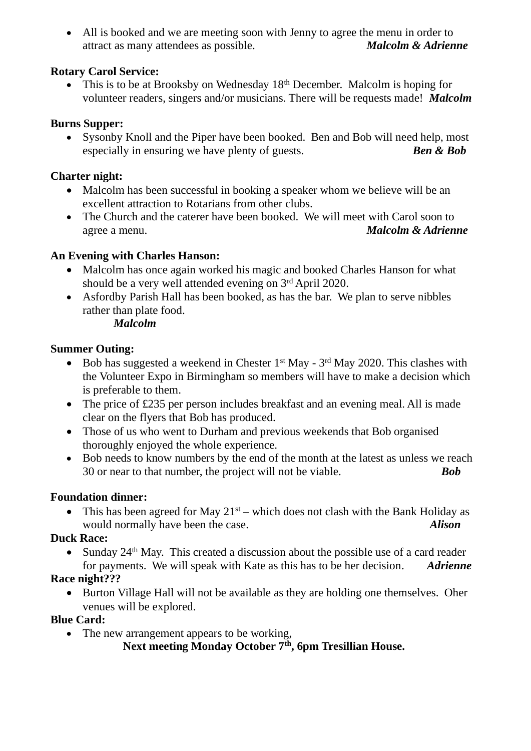- All is booked and we are meeting soon with Jenny to agree the menu in order to attract as many attendees as possible. ***Malcolm & Adrienne***

**Rotary Carol Service:**

- This is to be at Brooksby on Wednesday 18th December. Malcolm is hoping for volunteer readers, singers and/or musicians. There will be requests made! ***Malcolm***

**Burns Supper:**

- Sysonby Knoll and the Piper have been booked. Ben and Bob will need help, most especially in ensuring we have plenty of guests. ***Ben & Bob***

**Charter night:**

- Malcolm has been successful in booking a speaker whom we believe will be an excellent attraction to Rotarians from other clubs.
- The Church and the caterer have been booked. We will meet with Carol soon to agree a menu. ***Malcolm & Adrienne***

**An Evening with Charles Hanson:**

- Malcolm has once again worked his magic and booked Charles Hanson for what should be a very well attended evening on 3rd April 2020.
- Asfordby Parish Hall has been booked, as has the bar. We plan to serve nibbles rather than plate food.
  ***Malcolm***

**Summer Outing:**

- Bob has suggested a weekend in Chester 1st May - 3rd May 2020. This clashes with the Volunteer Expo in Birmingham so members will have to make a decision which is preferable to them.
- The price of £235 per person includes breakfast and an evening meal. All is made clear on the flyers that Bob has produced.
- Those of us who went to Durham and previous weekends that Bob organised thoroughly enjoyed the whole experience.
- Bob needs to know numbers by the end of the month at the latest as unless we reach 30 or near to that number, the project will not be viable. ***Bob***

**Foundation dinner:**

- This has been agreed for May 21st – which does not clash with the Bank Holiday as would normally have been the case. ***Alison***

**Duck Race:**

- Sunday 24th May. This created a discussion about the possible use of a card reader for payments. We will speak with Kate as this has to be her decision. ***Adrienne***

**Race night???**

- Burton Village Hall will not be available as they are holding one themselves. Oher venues will be explored.

**Blue Card:**

- The new arrangement appears to be working,

**Next meeting Monday October 7th, 6pm Tresillian House.**